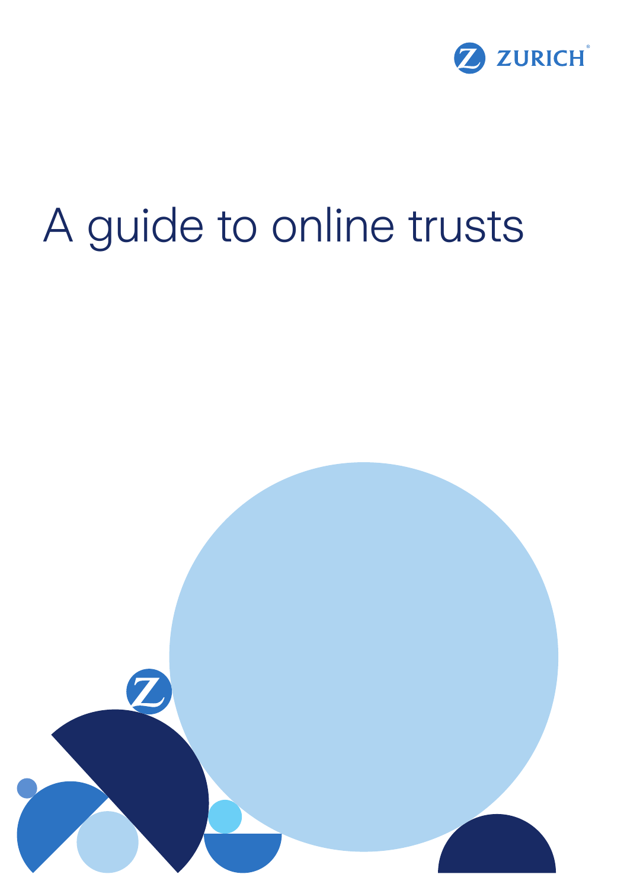ZURICH

# A guide to online trusts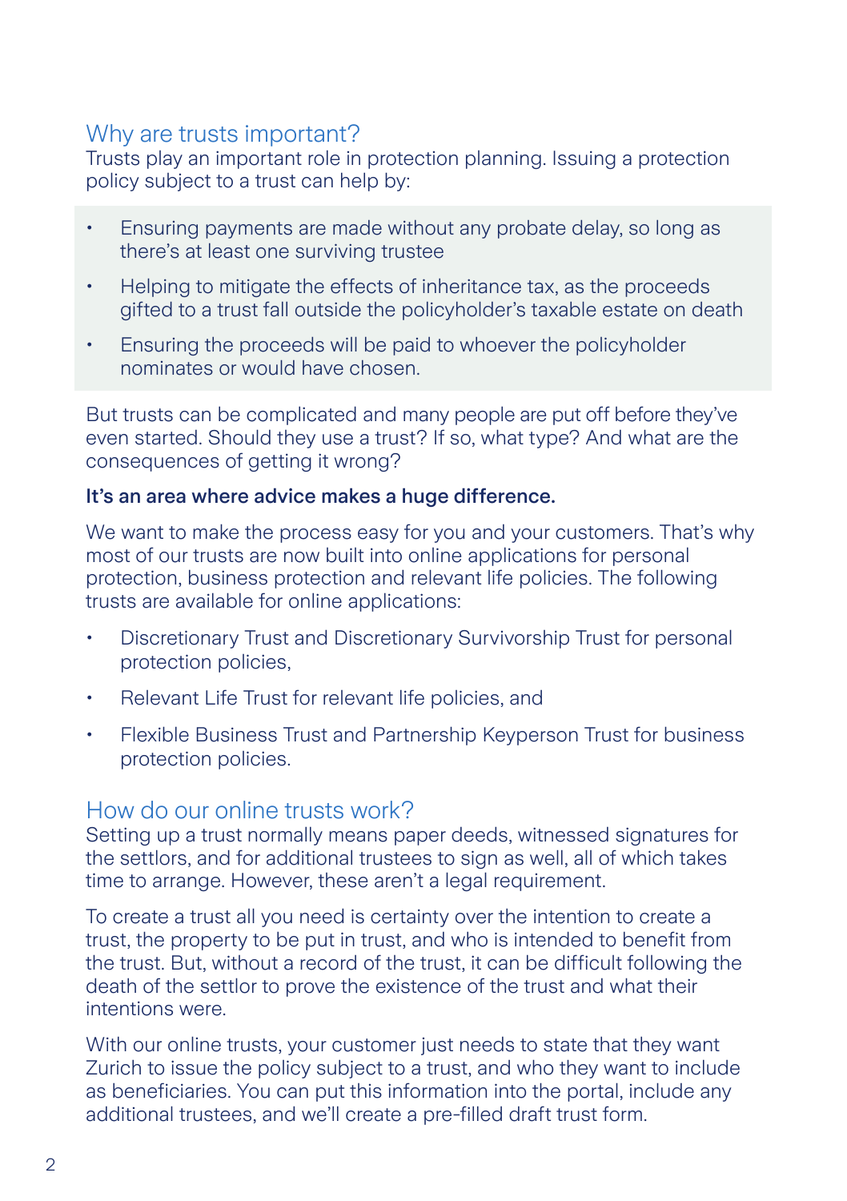## Why are trusts important?

Trusts play an important role in protection planning. Issuing a protection policy subject to a trust can help by:

- Ensuring payments are made without any probate delay, so long as there's at least one surviving trustee
- Helping to mitigate the effects of inheritance tax, as the proceeds gifted to a trust fall outside the policyholder's taxable estate on death
- Ensuring the proceeds will be paid to whoever the policyholder nominates or would have chosen.

But trusts can be complicated and many people are put off before they've even started. Should they use a trust? If so, what type? And what are the consequences of getting it wrong?

**It's an area where advice makes a huge difference.**

We want to make the process easy for you and your customers. That's why most of our trusts are now built into online applications for personal protection, business protection and relevant life policies. The following trusts are available for online applications:

- Discretionary Trust and Discretionary Survivorship Trust for personal protection policies,
- Relevant Life Trust for relevant life policies, and
- Flexible Business Trust and Partnership Keyperson Trust for business protection policies.

## How do our online trusts work?

Setting up a trust normally means paper deeds, witnessed signatures for the settlors, and for additional trustees to sign as well, all of which takes time to arrange. However, these aren't a legal requirement.

To create a trust all you need is certainty over the intention to create a trust, the property to be put in trust, and who is intended to benefit from the trust. But, without a record of the trust, it can be difficult following the death of the settlor to prove the existence of the trust and what their intentions were.

With our online trusts, your customer just needs to state that they want Zurich to issue the policy subject to a trust, and who they want to include as beneficiaries. You can put this information into the portal, include any additional trustees, and we'll create a pre-filled draft trust form.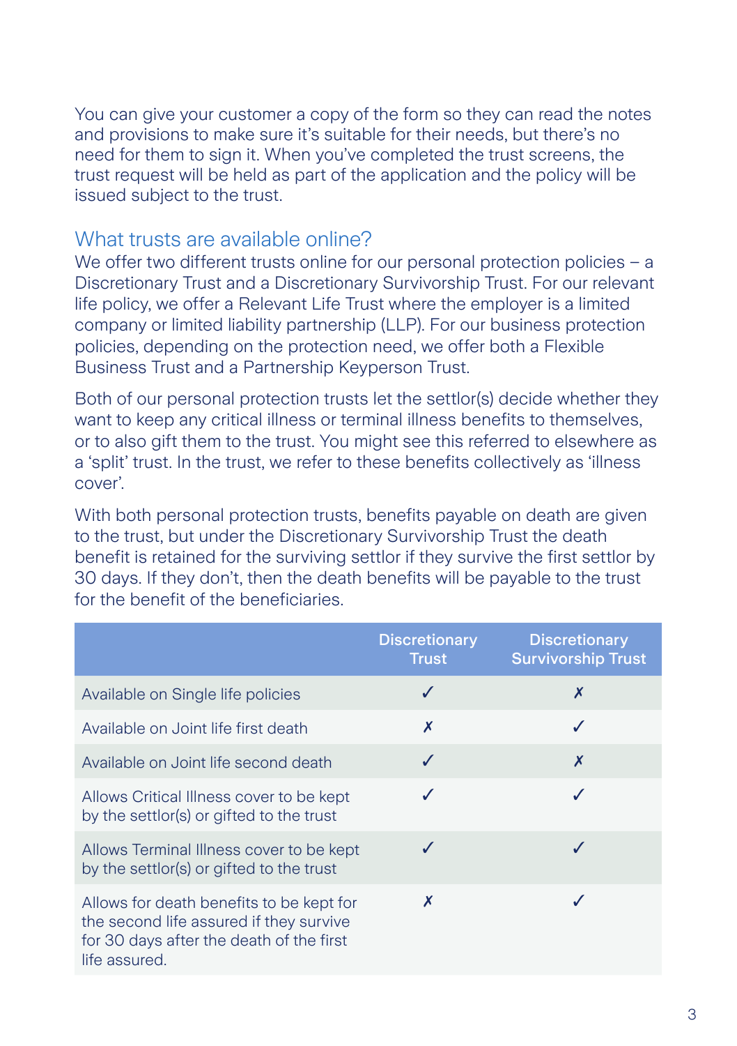You can give your customer a copy of the form so they can read the notes and provisions to make sure it's suitable for their needs, but there's no need for them to sign it. When you've completed the trust screens, the trust request will be held as part of the application and the policy will be issued subject to the trust.

## What trusts are available online?

We offer two different trusts online for our personal protection policies – a Discretionary Trust and a Discretionary Survivorship Trust. For our relevant life policy, we offer a Relevant Life Trust where the employer is a limited company or limited liability partnership (LLP). For our business protection policies, depending on the protection need, we offer both a Flexible Business Trust and a Partnership Keyperson Trust.

Both of our personal protection trusts let the settlor(s) decide whether they want to keep any critical illness or terminal illness benefits to themselves, or to also gift them to the trust. You might see this referred to elsewhere as a 'split' trust. In the trust, we refer to these benefits collectively as 'illness cover'.

With both personal protection trusts, benefits payable on death are given to the trust, but under the Discretionary Survivorship Trust the death benefit is retained for the surviving settlor if they survive the first settlor by 30 days. If they don't, then the death benefits will be payable to the trust for the benefit of the beneficiaries.

| | Discretionary Trust | Discretionary Survivorship Trust |
|---|---|---|
| Available on Single life policies | ✓ | ✗ |
| Available on Joint life first death | ✗ | ✓ |
| Available on Joint life second death | ✓ | ✗ |
| Allows Critical Illness cover to be kept by the settlor(s) or gifted to the trust | ✓ | ✓ |
| Allows Terminal Illness cover to be kept by the settlor(s) or gifted to the trust | ✓ | ✓ |
| Allows for death benefits to be kept for the second life assured if they survive for 30 days after the death of the first life assured. | ✗ | ✓ |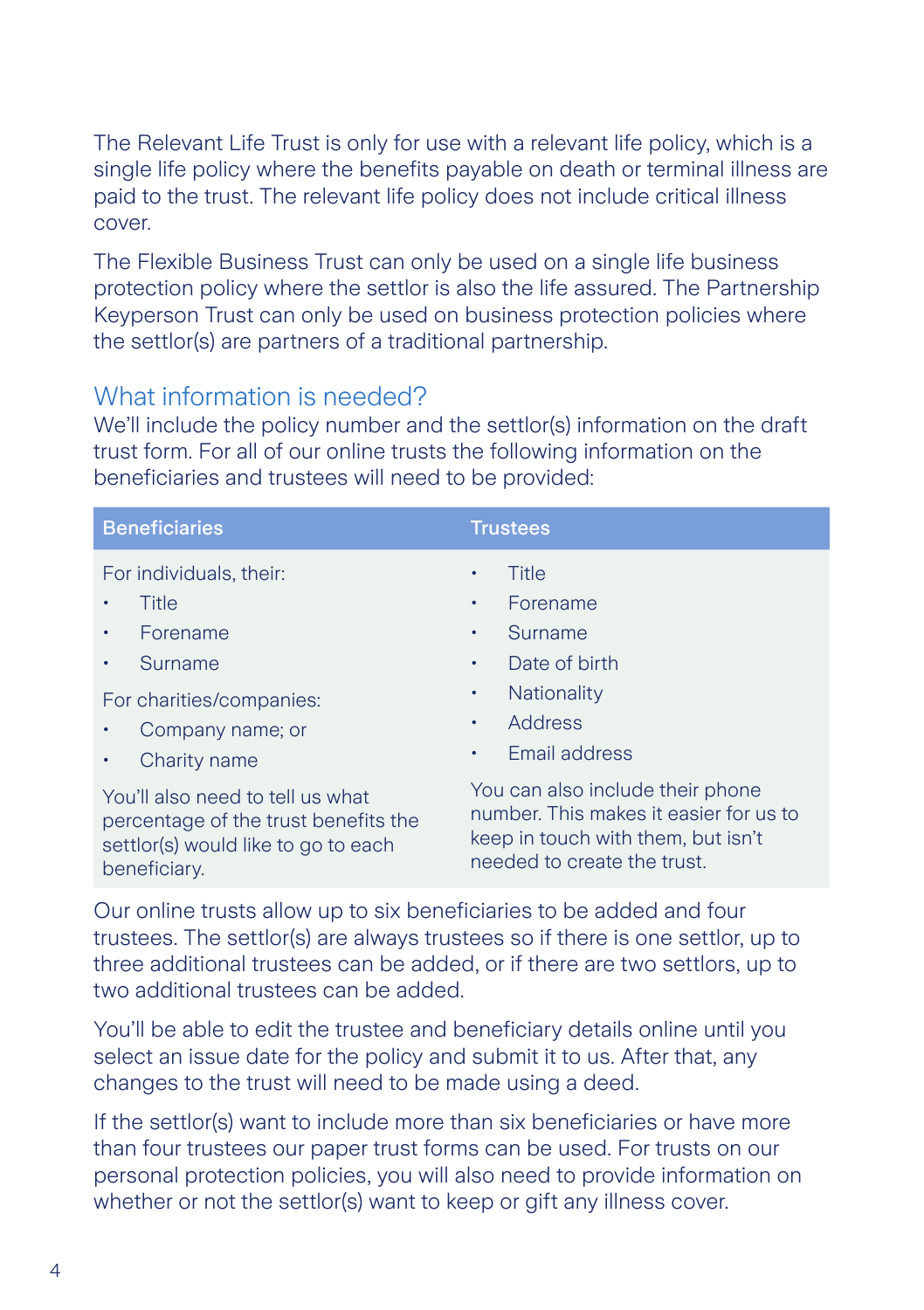The Relevant Life Trust is only for use with a relevant life policy, which is a single life policy where the benefits payable on death or terminal illness are paid to the trust. The relevant life policy does not include critical illness cover.

The Flexible Business Trust can only be used on a single life business protection policy where the settlor is also the life assured. The Partnership Keyperson Trust can only be used on business protection policies where the settlor(s) are partners of a traditional partnership.

## What information is needed?

We'll include the policy number and the settlor(s) information on the draft trust form. For all of our online trusts the following information on the beneficiaries and trustees will need to be provided:

| Beneficiaries | Trustees |
|---|---|
| For individuals, their:<br>• Title<br>• Forename<br>• Surname<br><br>For charities/companies:<br>• Company name; or<br>• Charity name<br><br>You'll also need to tell us what percentage of the trust benefits the settlor(s) would like to go to each beneficiary. | • Title<br>• Forename<br>• Surname<br>• Date of birth<br>• Nationality<br>• Address<br>• Email address<br><br>You can also include their phone number. This makes it easier for us to keep in touch with them, but isn't needed to create the trust. |

Our online trusts allow up to six beneficiaries to be added and four trustees. The settlor(s) are always trustees so if there is one settlor, up to three additional trustees can be added, or if there are two settlors, up to two additional trustees can be added.

You'll be able to edit the trustee and beneficiary details online until you select an issue date for the policy and submit it to us. After that, any changes to the trust will need to be made using a deed.

If the settlor(s) want to include more than six beneficiaries or have more than four trustees our paper trust forms can be used. For trusts on our personal protection policies, you will also need to provide information on whether or not the settlor(s) want to keep or gift any illness cover.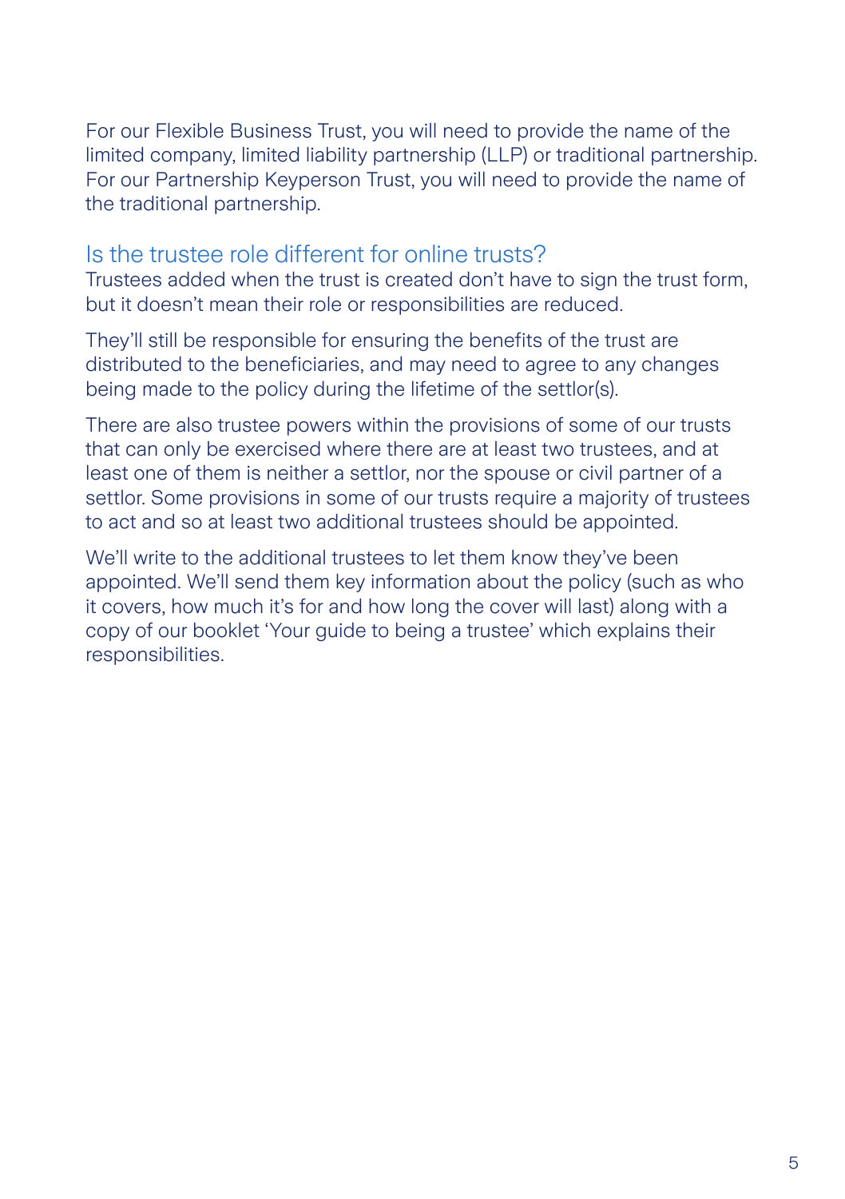For our Flexible Business Trust, you will need to provide the name of the limited company, limited liability partnership (LLP) or traditional partnership. For our Partnership Keyperson Trust, you will need to provide the name of the traditional partnership.

## Is the trustee role different for online trusts?

Trustees added when the trust is created don't have to sign the trust form, but it doesn't mean their role or responsibilities are reduced.

They'll still be responsible for ensuring the benefits of the trust are distributed to the beneficiaries, and may need to agree to any changes being made to the policy during the lifetime of the settlor(s).

There are also trustee powers within the provisions of some of our trusts that can only be exercised where there are at least two trustees, and at least one of them is neither a settlor, nor the spouse or civil partner of a settlor. Some provisions in some of our trusts require a majority of trustees to act and so at least two additional trustees should be appointed.

We'll write to the additional trustees to let them know they've been appointed. We'll send them key information about the policy (such as who it covers, how much it's for and how long the cover will last) along with a copy of our booklet 'Your guide to being a trustee' which explains their responsibilities.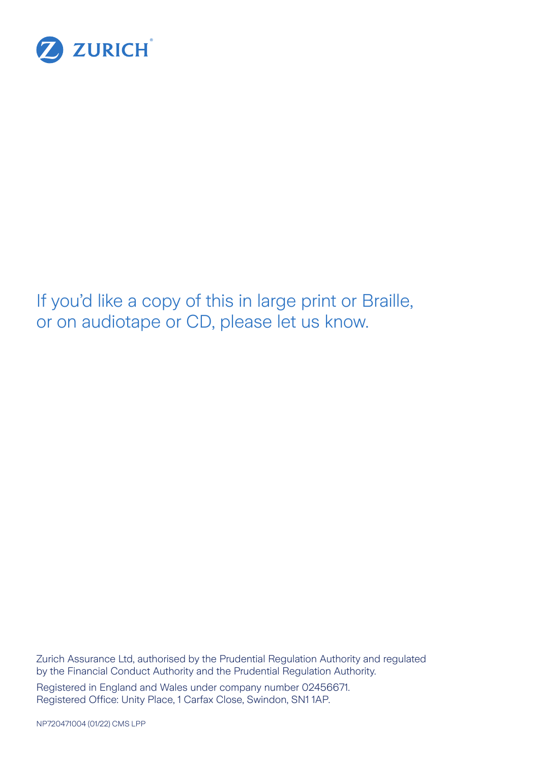ZURICH

If you'd like a copy of this in large print or Braille, or on audiotape or CD, please let us know.

Zurich Assurance Ltd, authorised by the Prudential Regulation Authority and regulated by the Financial Conduct Authority and the Prudential Regulation Authority.

Registered in England and Wales under company number 02456671.
Registered Office: Unity Place, 1 Carfax Close, Swindon, SN1 1AP.

NP720471004 (01/22) CMS LPP